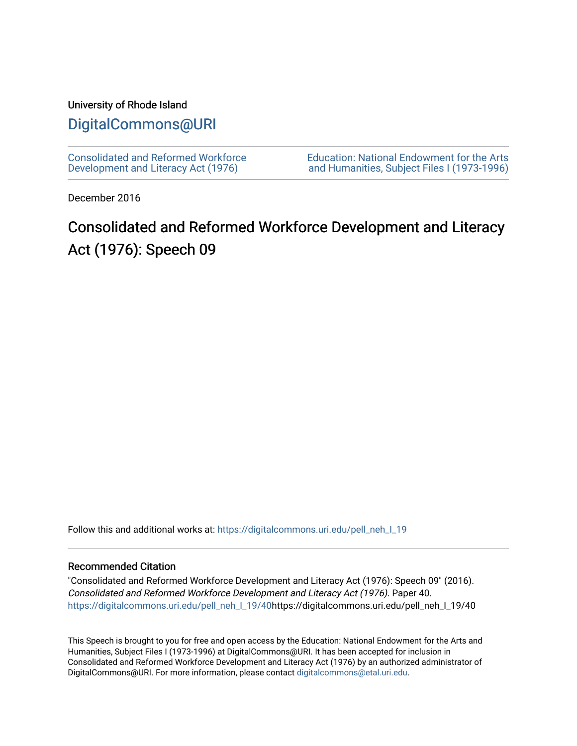University of Rhode Island

# DigitalCommons@URI

Consolidated and Reformed Workforce Development and Literacy Act (1976)

Education: National Endowment for the Arts and Humanities, Subject Files I (1973-1996)

December 2016

# Consolidated and Reformed Workforce Development and Literacy Act (1976): Speech 09

Follow this and additional works at: https://digitalcommons.uri.edu/pell_neh_I_19

## Recommended Citation

"Consolidated and Reformed Workforce Development and Literacy Act (1976): Speech 09" (2016). *Consolidated and Reformed Workforce Development and Literacy Act (1976)*. Paper 40. https://digitalcommons.uri.edu/pell_neh_I_19/40https://digitalcommons.uri.edu/pell_neh_I_19/40

This Speech is brought to you for free and open access by the Education: National Endowment for the Arts and Humanities, Subject Files I (1973-1996) at DigitalCommons@URI. It has been accepted for inclusion in Consolidated and Reformed Workforce Development and Literacy Act (1976) by an authorized administrator of DigitalCommons@URI. For more information, please contact digitalcommons@etal.uri.edu.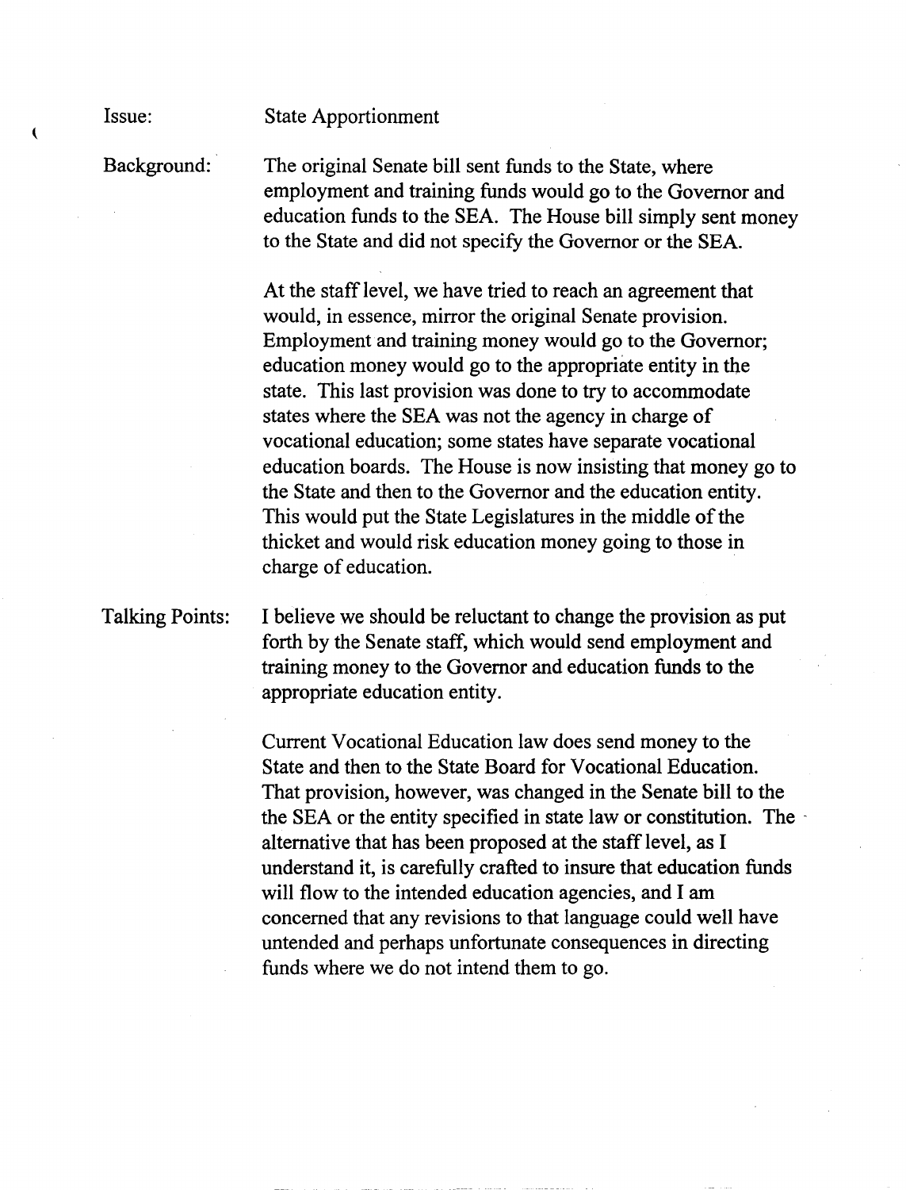**Issue:** State Apportionment

**Background:** The original Senate bill sent funds to the State, where employment and training funds would go to the Governor and education funds to the SEA. The House bill simply sent money to the State and did not specify the Governor or the SEA.

At the staff level, we have tried to reach an agreement that would, in essence, mirror the original Senate provision. Employment and training money would go to the Governor; education money would go to the appropriate entity in the state. This last provision was done to try to accommodate states where the SEA was not the agency in charge of vocational education; some states have separate vocational education boards. The House is now insisting that money go to the State and then to the Governor and the education entity. This would put the State Legislatures in the middle of the thicket and would risk education money going to those in charge of education.

**Talking Points:** I believe we should be reluctant to change the provision as put forth by the Senate staff, which would send employment and training money to the Governor and education funds to the appropriate education entity.

Current Vocational Education law does send money to the State and then to the State Board for Vocational Education. That provision, however, was changed in the Senate bill to the the SEA or the entity specified in state law or constitution. The alternative that has been proposed at the staff level, as I understand it, is carefully crafted to insure that education funds will flow to the intended education agencies, and I am concerned that any revisions to that language could well have untended and perhaps unfortunate consequences in directing funds where we do not intend them to go.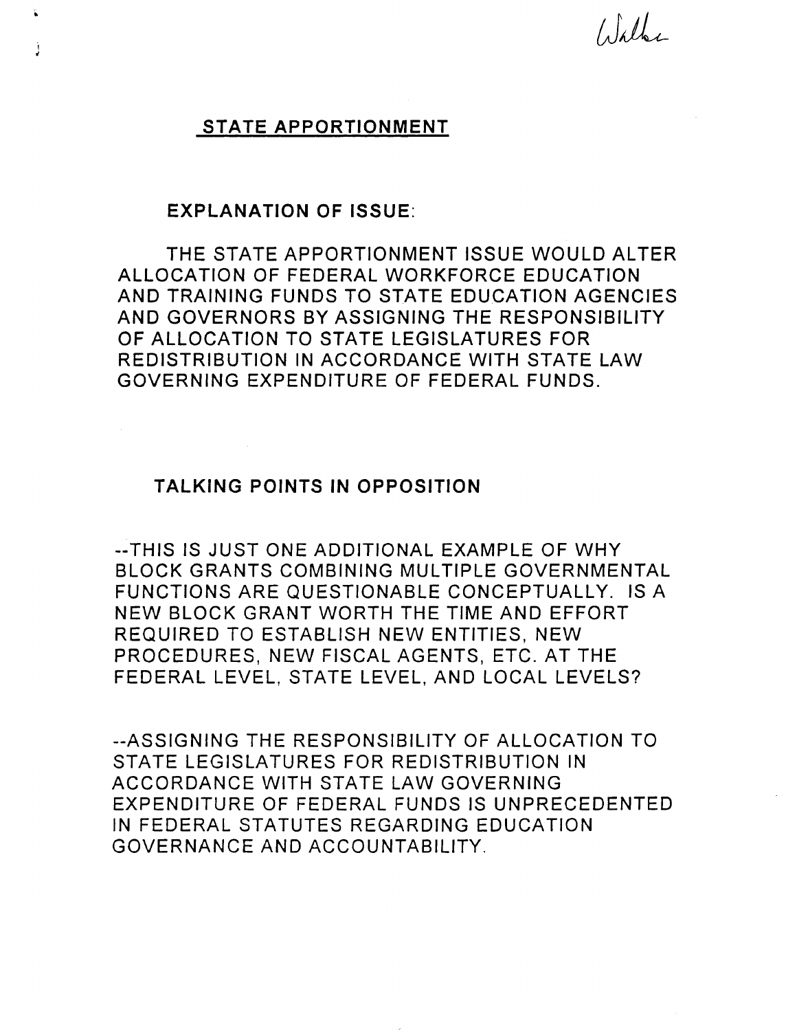Walker

## STATE APPORTIONMENT

### EXPLANATION OF ISSUE:

THE STATE APPORTIONMENT ISSUE WOULD ALTER ALLOCATION OF FEDERAL WORKFORCE EDUCATION AND TRAINING FUNDS TO STATE EDUCATION AGENCIES AND GOVERNORS BY ASSIGNING THE RESPONSIBILITY OF ALLOCATION TO STATE LEGISLATURES FOR REDISTRIBUTION IN ACCORDANCE WITH STATE LAW GOVERNING EXPENDITURE OF FEDERAL FUNDS.

### TALKING POINTS IN OPPOSITION

--THIS IS JUST ONE ADDITIONAL EXAMPLE OF WHY BLOCK GRANTS COMBINING MULTIPLE GOVERNMENTAL FUNCTIONS ARE QUESTIONABLE CONCEPTUALLY. IS A NEW BLOCK GRANT WORTH THE TIME AND EFFORT REQUIRED TO ESTABLISH NEW ENTITIES, NEW PROCEDURES, NEW FISCAL AGENTS, ETC. AT THE FEDERAL LEVEL, STATE LEVEL, AND LOCAL LEVELS?

--ASSIGNING THE RESPONSIBILITY OF ALLOCATION TO STATE LEGISLATURES FOR REDISTRIBUTION IN ACCORDANCE WITH STATE LAW GOVERNING EXPENDITURE OF FEDERAL FUNDS IS UNPRECEDENTED IN FEDERAL STATUTES REGARDING EDUCATION GOVERNANCE AND ACCOUNTABILITY.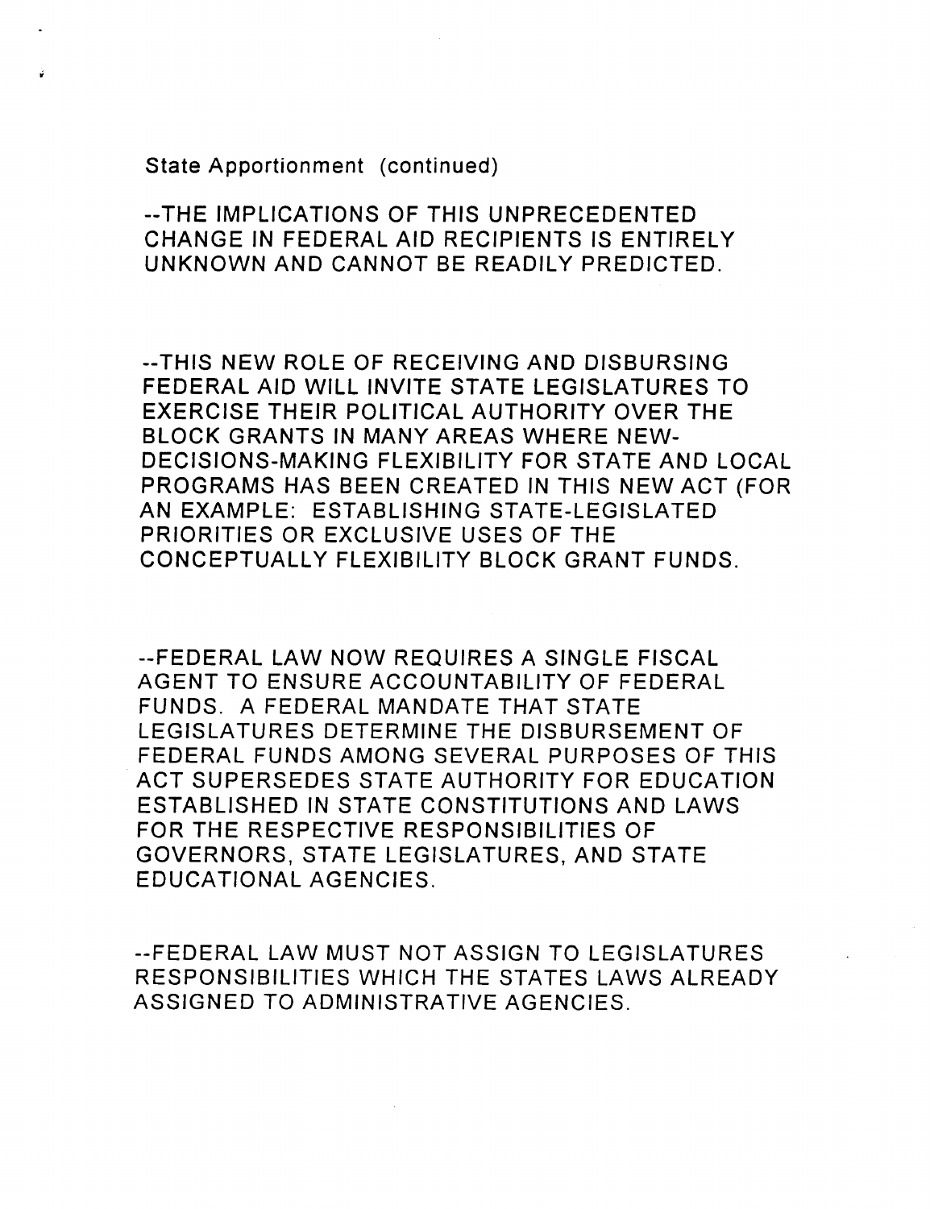State Apportionment (continued)

--THE IMPLICATIONS OF THIS UNPRECEDENTED CHANGE IN FEDERAL AID RECIPIENTS IS ENTIRELY UNKNOWN AND CANNOT BE READILY PREDICTED.

--THIS NEW ROLE OF RECEIVING AND DISBURSING FEDERAL AID WILL INVITE STATE LEGISLATURES TO EXERCISE THEIR POLITICAL AUTHORITY OVER THE BLOCK GRANTS IN MANY AREAS WHERE NEW-DECISIONS-MAKING FLEXIBILITY FOR STATE AND LOCAL PROGRAMS HAS BEEN CREATED IN THIS NEW ACT (FOR AN EXAMPLE: ESTABLISHING STATE-LEGISLATED PRIORITIES OR EXCLUSIVE USES OF THE CONCEPTUALLY FLEXIBILITY BLOCK GRANT FUNDS.

--FEDERAL LAW NOW REQUIRES A SINGLE FISCAL AGENT TO ENSURE ACCOUNTABILITY OF FEDERAL FUNDS. A FEDERAL MANDATE THAT STATE LEGISLATURES DETERMINE THE DISBURSEMENT OF FEDERAL FUNDS AMONG SEVERAL PURPOSES OF THIS ACT SUPERSEDES STATE AUTHORITY FOR EDUCATION ESTABLISHED IN STATE CONSTITUTIONS AND LAWS FOR THE RESPECTIVE RESPONSIBILITIES OF GOVERNORS, STATE LEGISLATURES, AND STATE EDUCATIONAL AGENCIES.

--FEDERAL LAW MUST NOT ASSIGN TO LEGISLATURES RESPONSIBILITIES WHICH THE STATES LAWS ALREADY ASSIGNED TO ADMINISTRATIVE AGENCIES.